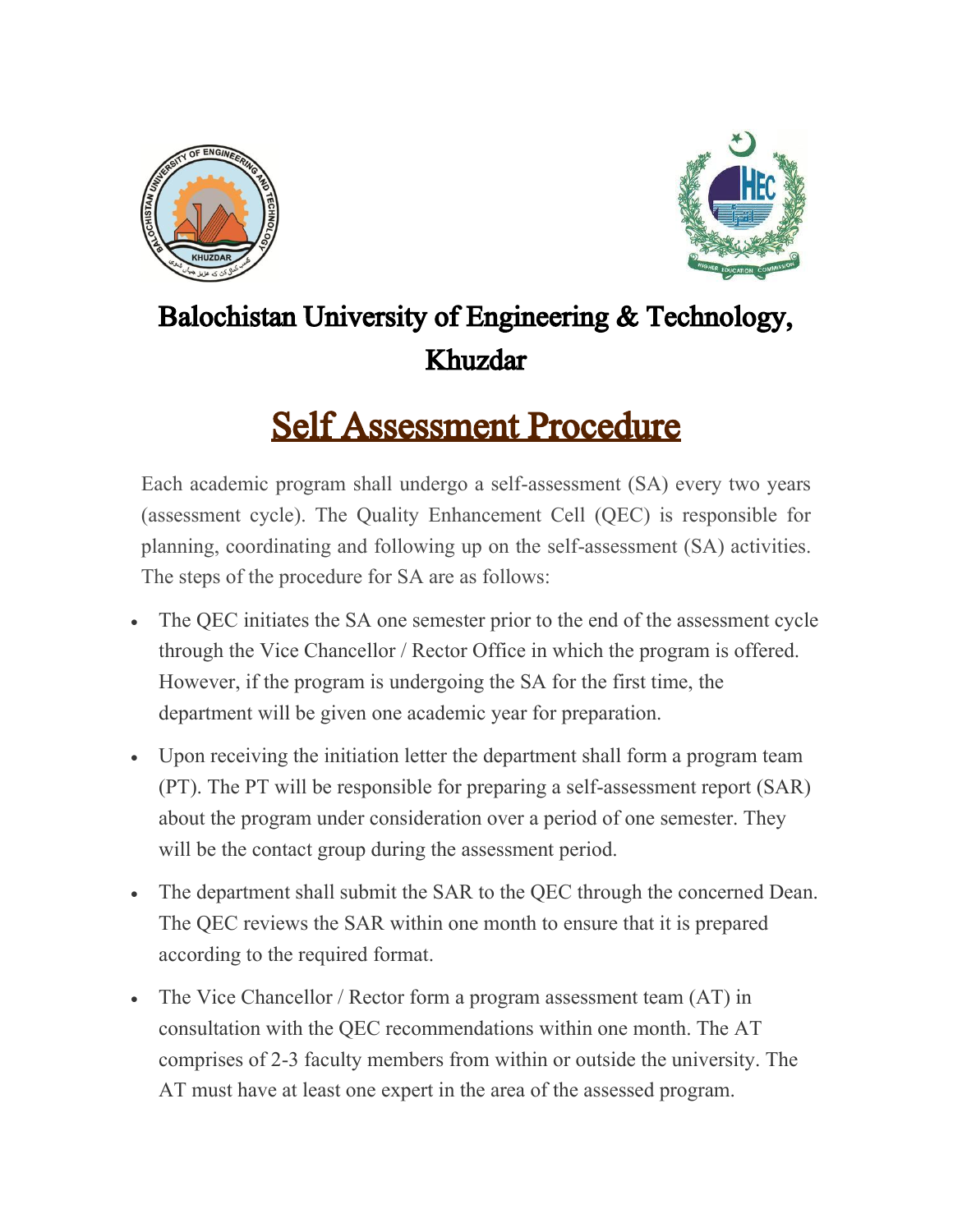# Balochistan University of Engineering & Technology, Khuzdar

## Self Assessment Procedure

Each academic program shall undergo a self-assessment (SA) every two years (assessment cycle). The Quality Enhancement Cell (QEC) is responsible for planning, coordinating and following up on the self-assessment (SA) activities. The steps of the procedure for SA are as follows:

- The QEC initiates the SA one semester prior to the end of the assessment cycle through the Vice Chancellor / Rector Office in which the program is offered. However, if the program is undergoing the SA for the first time, the department will be given one academic year for preparation.
- Upon receiving the initiation letter the department shall form a program team (PT). The PT will be responsible for preparing a self-assessment report (SAR) about the program under consideration over a period of one semester. They will be the contact group during the assessment period.
- The department shall submit the SAR to the QEC through the concerned Dean. The QEC reviews the SAR within one month to ensure that it is prepared according to the required format.
- The Vice Chancellor / Rector form a program assessment team (AT) in consultation with the QEC recommendations within one month. The AT comprises of 2-3 faculty members from within or outside the university. The AT must have at least one expert in the area of the assessed program.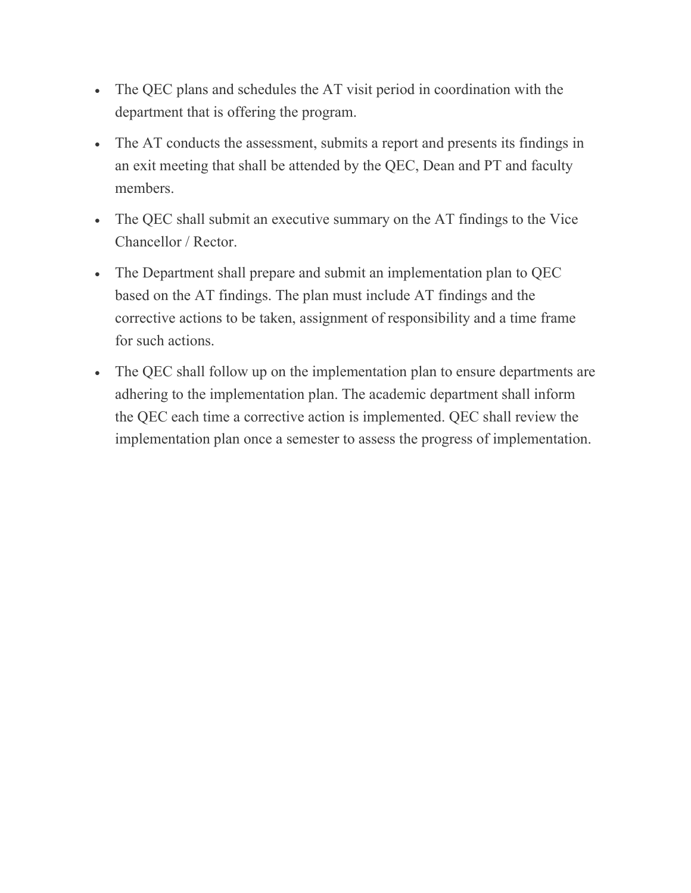- The QEC plans and schedules the AT visit period in coordination with the department that is offering the program.
- The AT conducts the assessment, submits a report and presents its findings in an exit meeting that shall be attended by the QEC, Dean and PT and faculty members.
- The QEC shall submit an executive summary on the AT findings to the Vice Chancellor / Rector.
- The Department shall prepare and submit an implementation plan to QEC based on the AT findings. The plan must include AT findings and the corrective actions to be taken, assignment of responsibility and a time frame for such actions.
- The QEC shall follow up on the implementation plan to ensure departments are adhering to the implementation plan. The academic department shall inform the QEC each time a corrective action is implemented. QEC shall review the implementation plan once a semester to assess the progress of implementation.